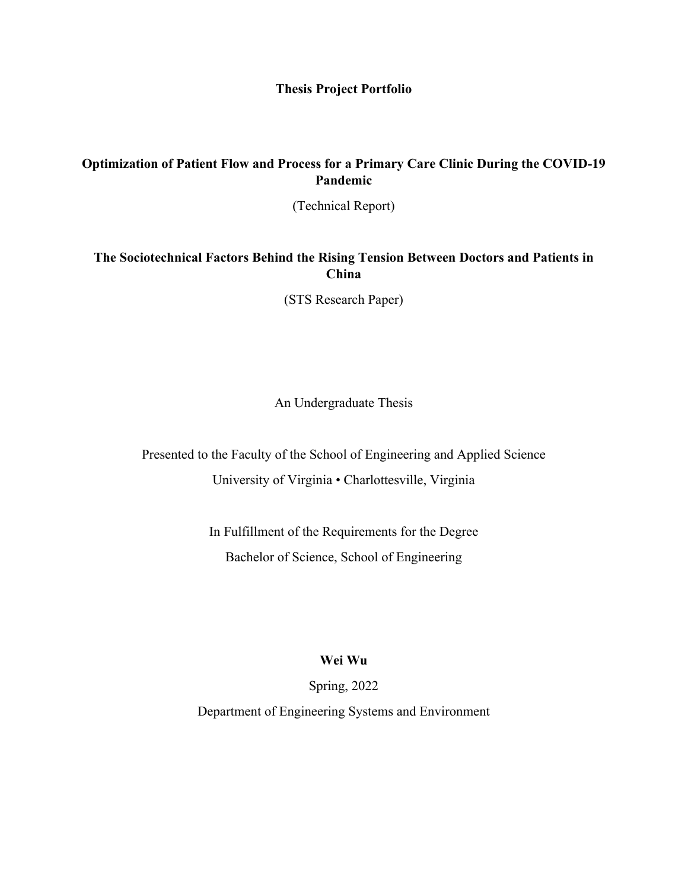**Thesis Project Portfolio**

**Optimization of Patient Flow and Process for a Primary Care Clinic During the COVID-19 Pandemic**

(Technical Report)

**The Sociotechnical Factors Behind the Rising Tension Between Doctors and Patients in China**

(STS Research Paper)

An Undergraduate Thesis

Presented to the Faculty of the School of Engineering and Applied Science

University of Virginia • Charlottesville, Virginia

In Fulfillment of the Requirements for the Degree

Bachelor of Science, School of Engineering

**Wei Wu**

Spring, 2022

Department of Engineering Systems and Environment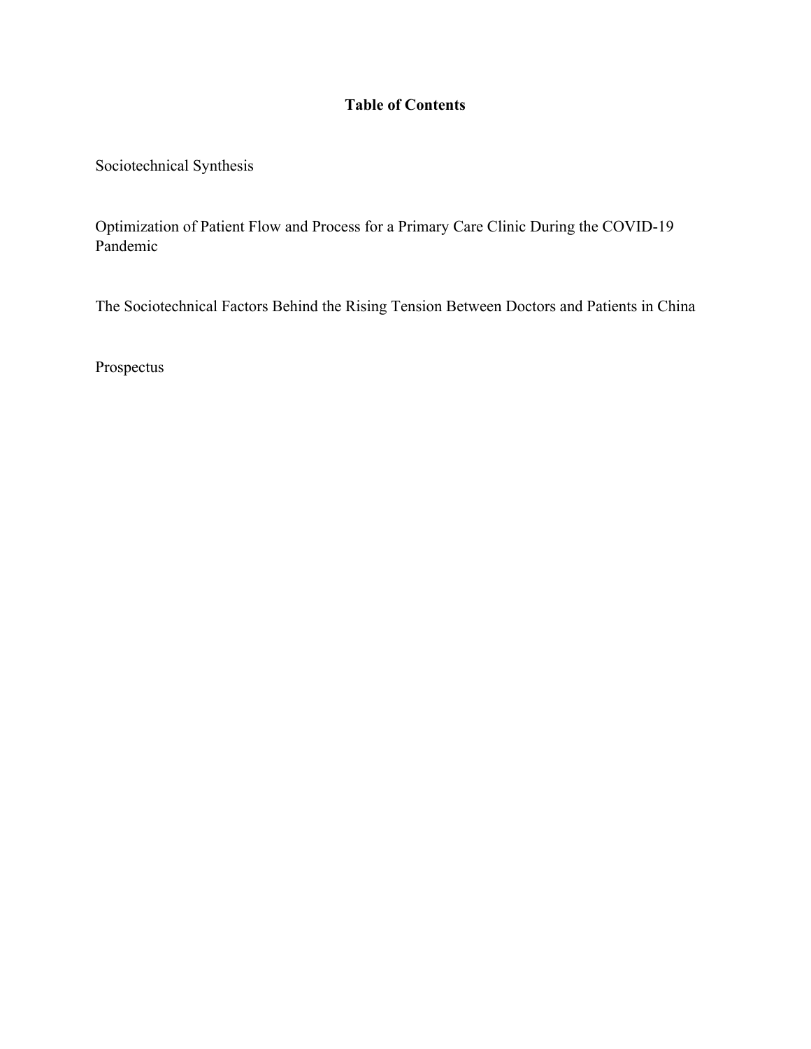**Table of Contents**

Sociotechnical Synthesis

Optimization of Patient Flow and Process for a Primary Care Clinic During the COVID-19 Pandemic

The Sociotechnical Factors Behind the Rising Tension Between Doctors and Patients in China

Prospectus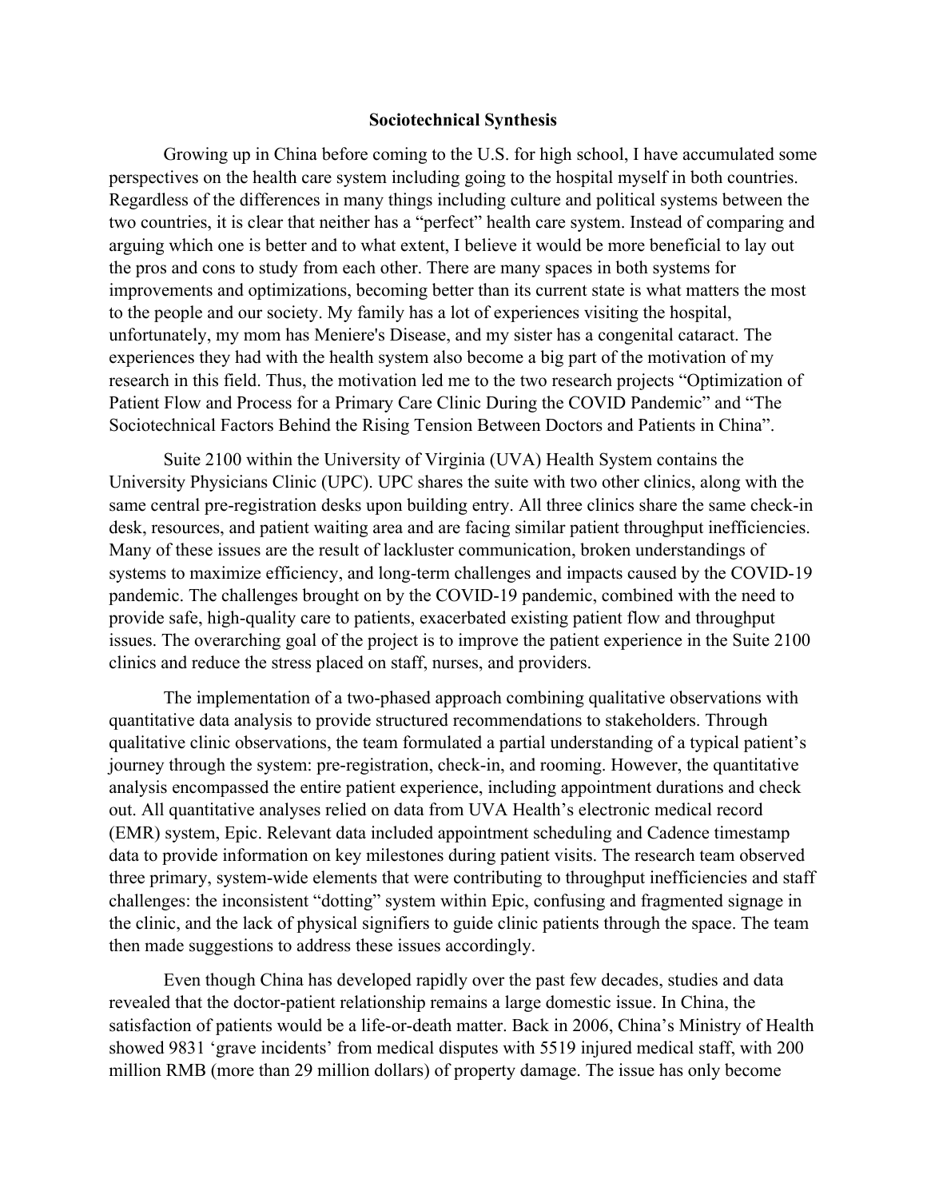**Sociotechnical Synthesis**

Growing up in China before coming to the U.S. for high school, I have accumulated some perspectives on the health care system including going to the hospital myself in both countries. Regardless of the differences in many things including culture and political systems between the two countries, it is clear that neither has a "perfect" health care system. Instead of comparing and arguing which one is better and to what extent, I believe it would be more beneficial to lay out the pros and cons to study from each other. There are many spaces in both systems for improvements and optimizations, becoming better than its current state is what matters the most to the people and our society. My family has a lot of experiences visiting the hospital, unfortunately, my mom has Meniere's Disease, and my sister has a congenital cataract. The experiences they had with the health system also become a big part of the motivation of my research in this field. Thus, the motivation led me to the two research projects "Optimization of Patient Flow and Process for a Primary Care Clinic During the COVID Pandemic" and "The Sociotechnical Factors Behind the Rising Tension Between Doctors and Patients in China".

Suite 2100 within the University of Virginia (UVA) Health System contains the University Physicians Clinic (UPC). UPC shares the suite with two other clinics, along with the same central pre-registration desks upon building entry. All three clinics share the same check-in desk, resources, and patient waiting area and are facing similar patient throughput inefficiencies. Many of these issues are the result of lackluster communication, broken understandings of systems to maximize efficiency, and long-term challenges and impacts caused by the COVID-19 pandemic. The challenges brought on by the COVID-19 pandemic, combined with the need to provide safe, high-quality care to patients, exacerbated existing patient flow and throughput issues. The overarching goal of the project is to improve the patient experience in the Suite 2100 clinics and reduce the stress placed on staff, nurses, and providers.

The implementation of a two-phased approach combining qualitative observations with quantitative data analysis to provide structured recommendations to stakeholders. Through qualitative clinic observations, the team formulated a partial understanding of a typical patient's journey through the system: pre-registration, check-in, and rooming. However, the quantitative analysis encompassed the entire patient experience, including appointment durations and check out. All quantitative analyses relied on data from UVA Health's electronic medical record (EMR) system, Epic. Relevant data included appointment scheduling and Cadence timestamp data to provide information on key milestones during patient visits. The research team observed three primary, system-wide elements that were contributing to throughput inefficiencies and staff challenges: the inconsistent "dotting" system within Epic, confusing and fragmented signage in the clinic, and the lack of physical signifiers to guide clinic patients through the space. The team then made suggestions to address these issues accordingly.

Even though China has developed rapidly over the past few decades, studies and data revealed that the doctor-patient relationship remains a large domestic issue. In China, the satisfaction of patients would be a life-or-death matter. Back in 2006, China's Ministry of Health showed 9831 'grave incidents' from medical disputes with 5519 injured medical staff, with 200 million RMB (more than 29 million dollars) of property damage. The issue has only become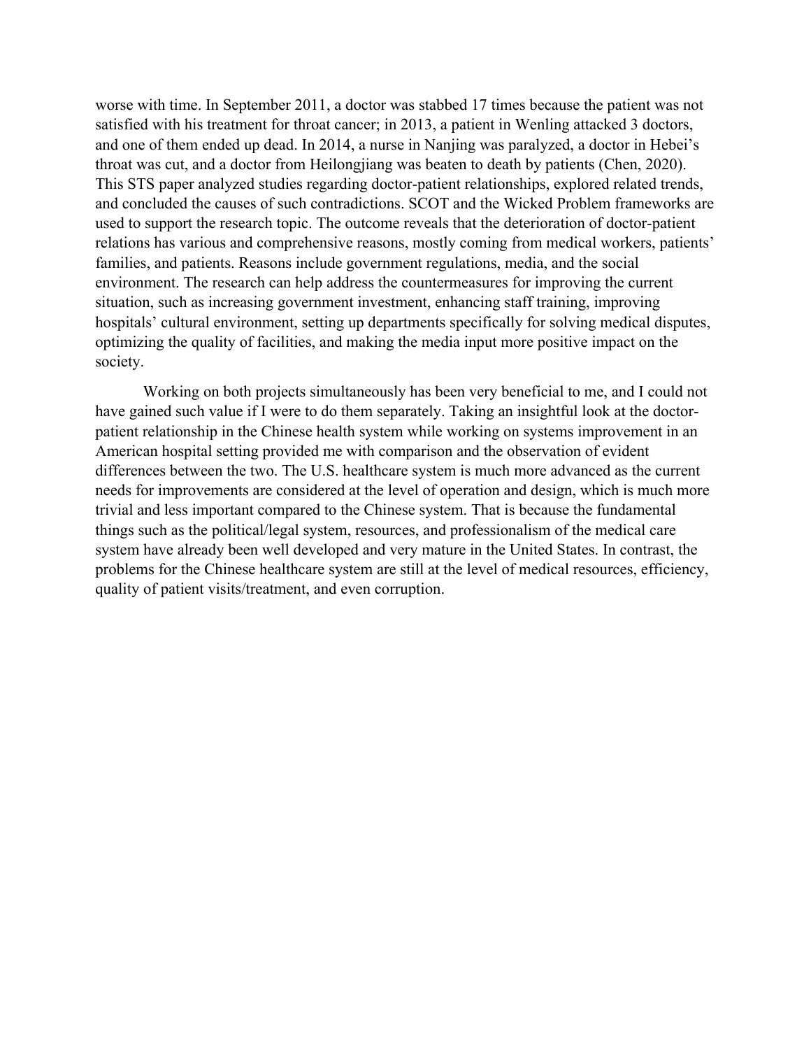worse with time. In September 2011, a doctor was stabbed 17 times because the patient was not satisfied with his treatment for throat cancer; in 2013, a patient in Wenling attacked 3 doctors, and one of them ended up dead. In 2014, a nurse in Nanjing was paralyzed, a doctor in Hebei's throat was cut, and a doctor from Heilongjiang was beaten to death by patients (Chen, 2020). This STS paper analyzed studies regarding doctor-patient relationships, explored related trends, and concluded the causes of such contradictions. SCOT and the Wicked Problem frameworks are used to support the research topic. The outcome reveals that the deterioration of doctor-patient relations has various and comprehensive reasons, mostly coming from medical workers, patients' families, and patients. Reasons include government regulations, media, and the social environment. The research can help address the countermeasures for improving the current situation, such as increasing government investment, enhancing staff training, improving hospitals' cultural environment, setting up departments specifically for solving medical disputes, optimizing the quality of facilities, and making the media input more positive impact on the society.

Working on both projects simultaneously has been very beneficial to me, and I could not have gained such value if I were to do them separately. Taking an insightful look at the doctor-patient relationship in the Chinese health system while working on systems improvement in an American hospital setting provided me with comparison and the observation of evident differences between the two. The U.S. healthcare system is much more advanced as the current needs for improvements are considered at the level of operation and design, which is much more trivial and less important compared to the Chinese system. That is because the fundamental things such as the political/legal system, resources, and professionalism of the medical care system have already been well developed and very mature in the United States. In contrast, the problems for the Chinese healthcare system are still at the level of medical resources, efficiency, quality of patient visits/treatment, and even corruption.